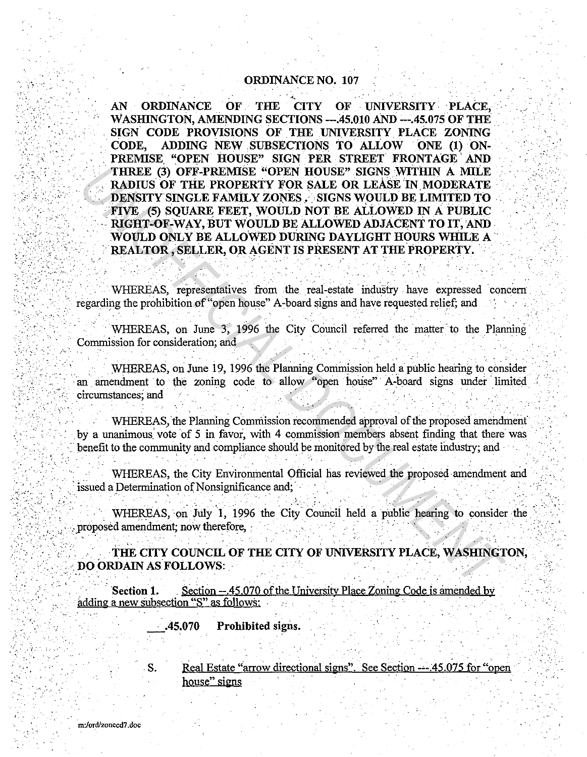# ORDINANCE NO. 107

**AN ORDINANCE OF THE CITY OF UNIVERSITY PLACE, WASHINGTON, AMENDING SECTIONS ---.45.010 AND ---.45.075 OF THE SIGN CODE PROVISIONS OF THE UNIVERSITY PLACE ZONING CODE, ADDING NEW SUBSECTIONS TO ALLOW ONE (1) ON-PREMISE "OPEN HOUSE" SIGN PER STREET FRONTAGE AND THREE (3) OFF-PREMISE "OPEN HOUSE" SIGNS WITHIN A MILE RADIUS OF THE PROPERTY FOR SALE OR LEASE IN MODERATE DENSITY SINGLE FAMILY ZONES. SIGNS WOULD BE LIMITED TO FIVE (5) SQUARE FEET, WOULD NOT BE ALLOWED IN A PUBLIC RIGHT-OF-WAY, BUT WOULD BE ALLOWED ADJACENT TO IT, AND WOULD ONLY BE ALLOWED DURING DAYLIGHT HOURS WHILE A REALTOR, SELLER, OR AGENT IS PRESENT AT THE PROPERTY.**

WHEREAS, representatives from the real-estate industry have expressed concern regarding the prohibition of "open house" A-board signs and have requested relief; and

WHEREAS, on June 3, 1996 the City Council referred the matter to the Planning Commission for consideration; and

WHEREAS, on June 19, 1996 the Planning Commission held a public hearing to consider an amendment to the zoning code to allow "open house" A-board signs under limited circumstances; and

WHEREAS, the Planning Commission recommended approval of the proposed amendment by a unanimous vote of 5 in favor, with 4 commission members absent finding that there was benefit to the community and compliance should be monitored by the real estate industry; and

WHEREAS, the City Environmental Official has reviewed the proposed amendment and issued a Determination of Nonsignificance and;

WHEREAS, on July 1, 1996 the City Council held a public hearing to consider the proposed amendment; now therefore,

**THE CITY COUNCIL OF THE CITY OF UNIVERSITY PLACE, WASHINGTON, DO ORDAIN AS FOLLOWS:**

**Section 1.** Section --.45.070 of the University Place Zoning Code is amended by adding a new subsection "S" as follows:

**___.45.070 Prohibited signs.**

S. Real Estate "arrow directional signs". See Section ---.45.075 for "open house" signs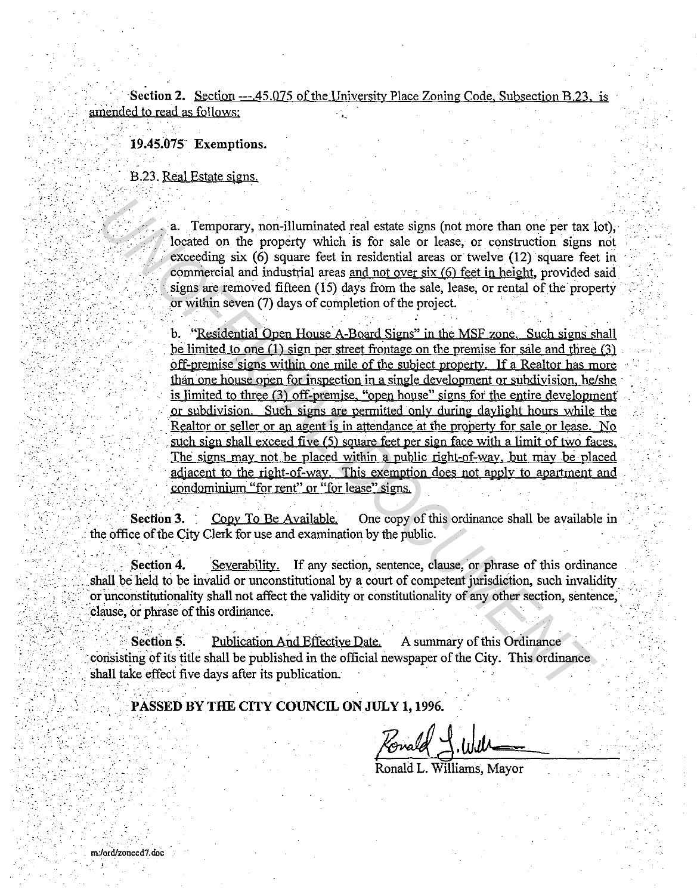**Section 2.** Section ---.45.075 of the University Place Zoning Code, Subsection B.23, is amended to read as follows:

**19.45.075 Exemptions.**

B.23. Real Estate signs.

a. Temporary, non-illuminated real estate signs (not more than one per tax lot), located on the property which is for sale or lease, or construction signs not exceeding six (6) square feet in residential areas or twelve (12) square feet in commercial and industrial areas and not over six (6) feet in height, provided said signs are removed fifteen (15) days from the sale, lease, or rental of the property or within seven (7) days of completion of the project.

b. "Residential Open House A-Board Signs" in the MSF zone. Such signs shall be limited to one (1) sign per street frontage on the premise for sale and three (3) off-premise signs within one mile of the subject property. If a Realtor has more than one house open for inspection in a single development or subdivision, he/she is limited to three (3) off-premise, "open house" signs for the entire development or subdivision. Such signs are permitted only during daylight hours while the Realtor or seller or an agent is in attendance at the property for sale or lease. No such sign shall exceed five (5) square feet per sign face with a limit of two faces. The signs may not be placed within a public right-of-way, but may be placed adjacent to the right-of-way. This exemption does not apply to apartment and condominium "for rent" or "for lease" signs.

**Section 3.** Copy To Be Available. One copy of this ordinance shall be available in the office of the City Clerk for use and examination by the public.

**Section 4.** Severability. If any section, sentence, clause, or phrase of this ordinance shall be held to be invalid or unconstitutional by a court of competent jurisdiction, such invalidity or unconstitutionality shall not affect the validity or constitutionality of any other section, sentence, clause, or phrase of this ordinance.

**Section 5.** Publication And Effective Date. A summary of this Ordinance consisting of its title shall be published in the official newspaper of the City. This ordinance shall take effect five days after its publication.

**PASSED BY THE CITY COUNCIL ON JULY 1, 1996.**

Ronald L. Williams, Mayor

m:/ord/zonecd7.doc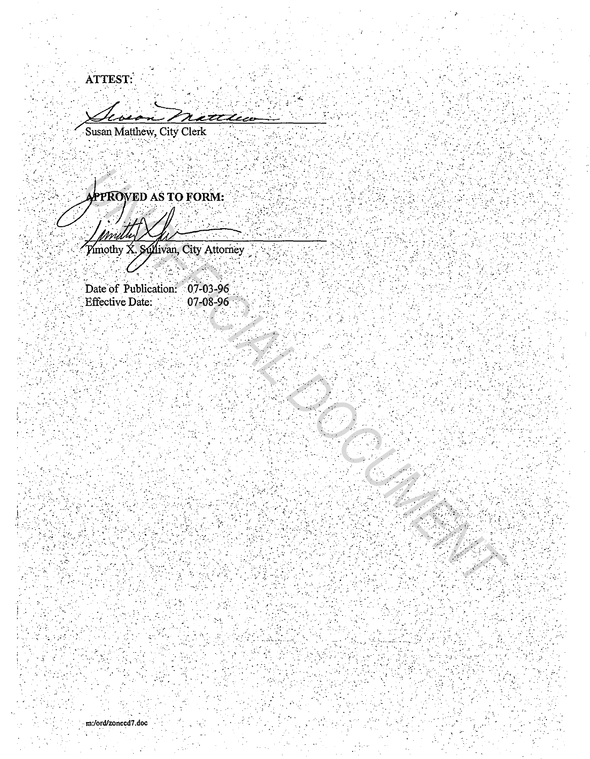**ATTEST:**

Susan Matthew, City Clerk

**APPROVED AS TO FORM:**

Timothy X. Sullivan, City Attorney

Date of Publication: 07-03-96
Effective Date: 07-08-96

m:/ord/zoneed7.doc